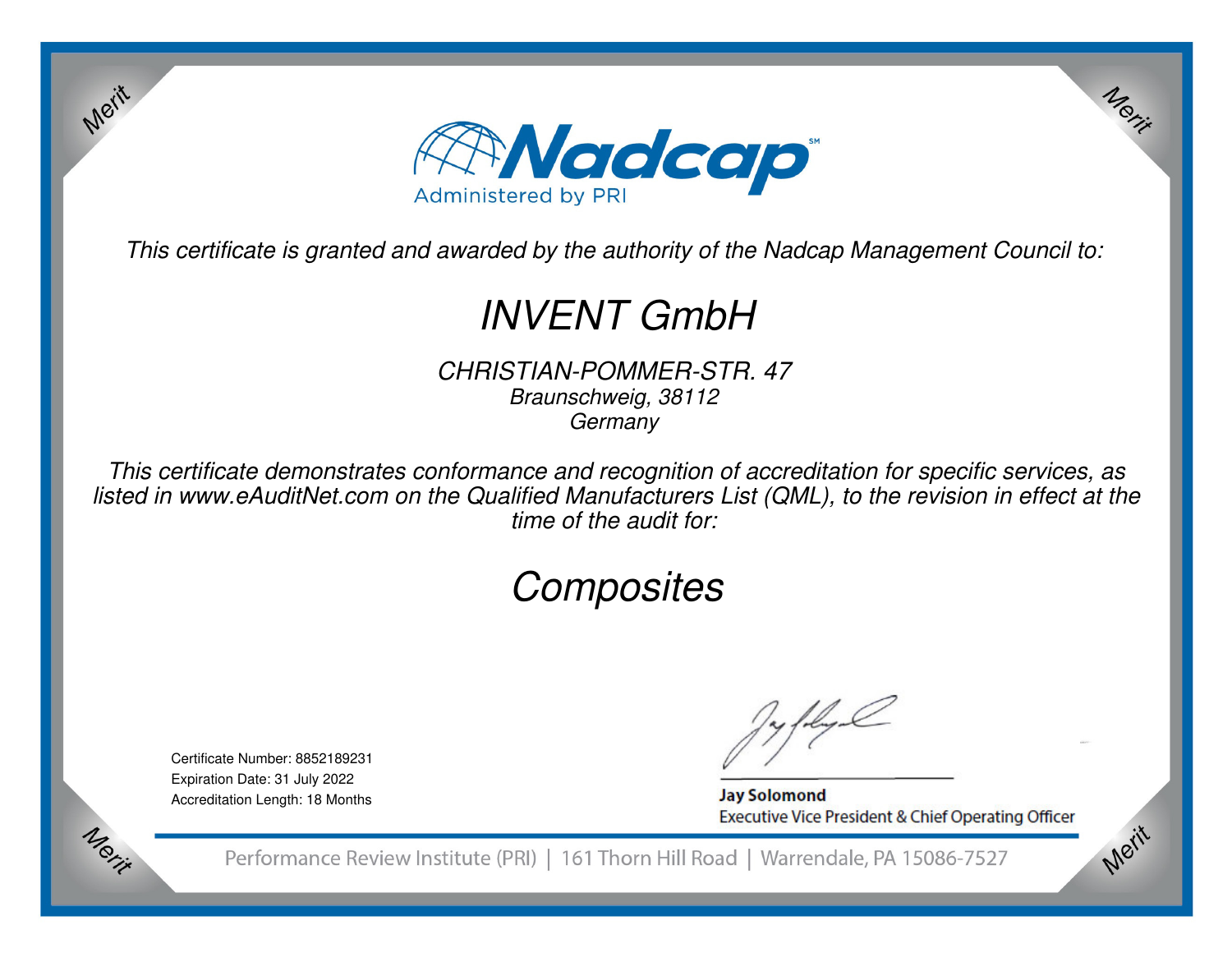Merit

Merit

Nadcap[SM]

Administered by PRI

*This certificate is granted and awarded by the authority of the Nadcap Management Council to:*

# *INVENT GmbH*

*CHRISTIAN-POMMER-STR. 47*
*Braunschweig, 38112*
*Germany*

*This certificate demonstrates conformance and recognition of accreditation for specific services, as listed in www.eAuditNet.com on the Qualified Manufacturers List (QML), to the revision in effect at the time of the audit for:*

## *Composites*

Certificate Number: 8852189231
Expiration Date: 31 July 2022
Accreditation Length: 18 Months

**Jay Solomond**
Executive Vice President & Chief Operating Officer

Performance Review Institute (PRI) | 161 Thorn Hill Road | Warrendale, PA 15086-7527

Merit

Merit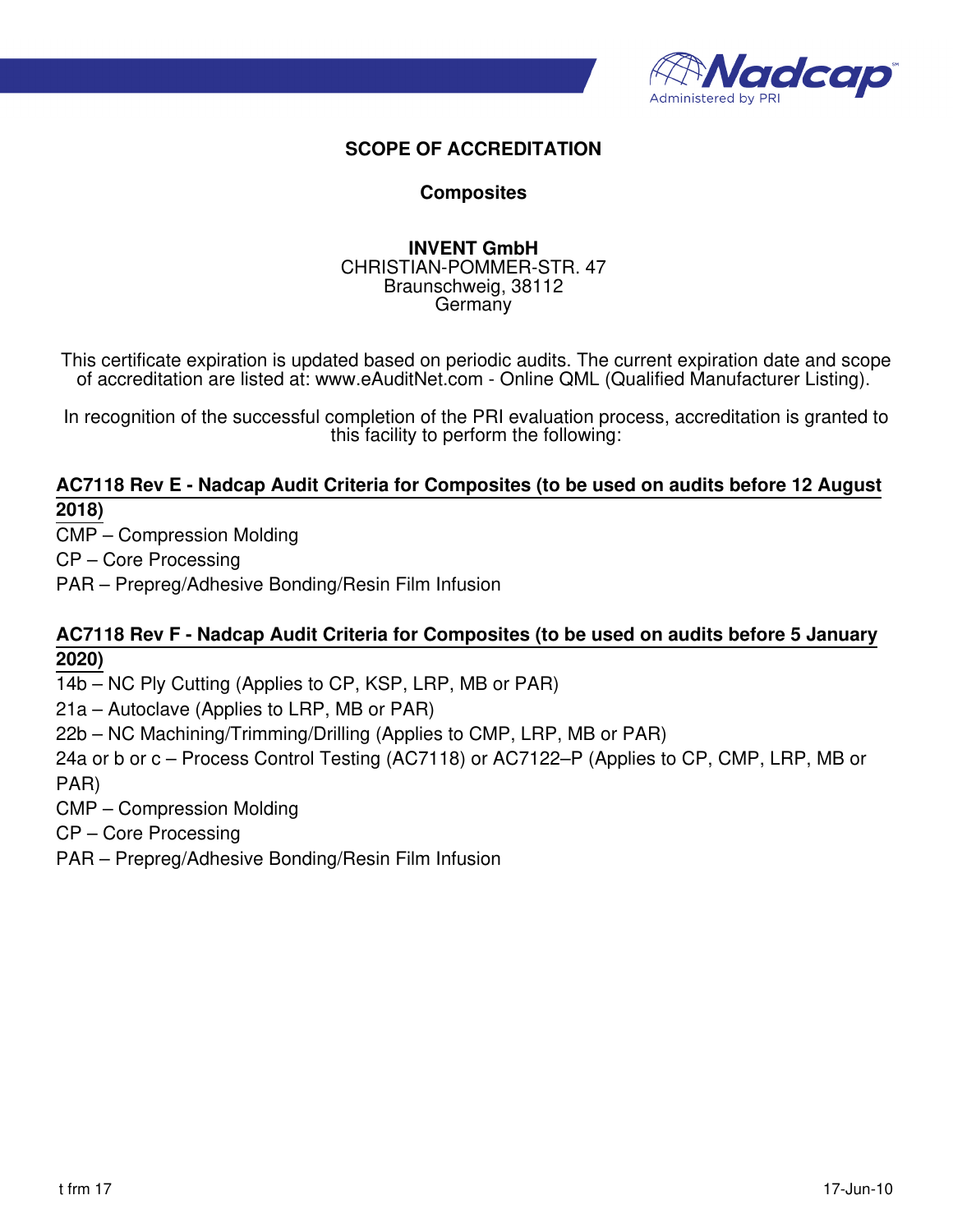## SCOPE OF ACCREDITATION

### Composites

**INVENT GmbH**
CHRISTIAN-POMMER-STR. 47
Braunschweig, 38112
Germany

This certificate expiration is updated based on periodic audits. The current expiration date and scope of accreditation are listed at: www.eAuditNet.com - Online QML (Qualified Manufacturer Listing).

In recognition of the successful completion of the PRI evaluation process, accreditation is granted to this facility to perform the following:

**AC7118 Rev E - Nadcap Audit Criteria for Composites (to be used on audits before 12 August 2018)**

CMP – Compression Molding
CP – Core Processing
PAR – Prepreg/Adhesive Bonding/Resin Film Infusion

**AC7118 Rev F - Nadcap Audit Criteria for Composites (to be used on audits before 5 January 2020)**

14b – NC Ply Cutting (Applies to CP, KSP, LRP, MB or PAR)
21a – Autoclave (Applies to LRP, MB or PAR)
22b – NC Machining/Trimming/Drilling (Applies to CMP, LRP, MB or PAR)
24a or b or c – Process Control Testing (AC7118) or AC7122–P (Applies to CP, CMP, LRP, MB or PAR)
CMP – Compression Molding
CP – Core Processing
PAR – Prepreg/Adhesive Bonding/Resin Film Infusion